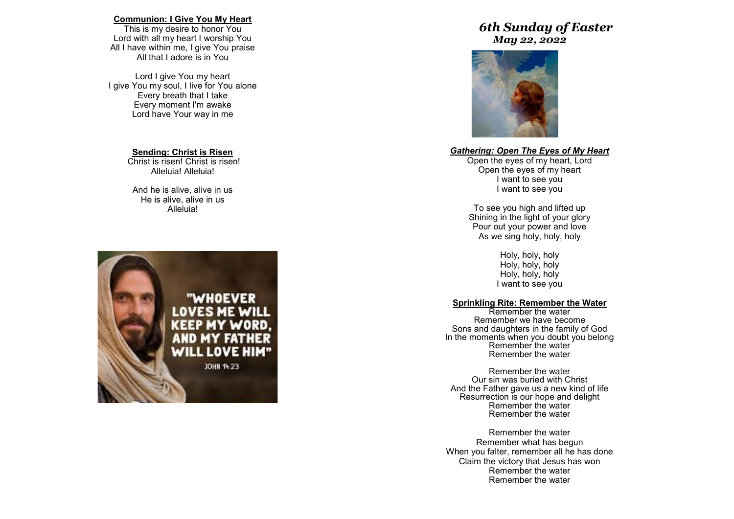**Communion: I Give You My Heart**

This is my desire to honor You
Lord with all my heart I worship You
All I have within me, I give You praise
All that I adore is in You

Lord I give You my heart
I give You my soul, I live for You alone
Every breath that I take
Every moment I'm awake
Lord have Your way in me

**Sending: Christ is Risen**

Christ is risen! Christ is risen!
Alleluia! Alleluia!

And he is alive, alive in us
He is alive, alive in us
Alleluia!

# *6th Sunday of Easter*

## *May 22, 2022*

***Gathering: Open The Eyes of My Heart***

Open the eyes of my heart, Lord
Open the eyes of my heart
I want to see you
I want to see you

To see you high and lifted up
Shining in the light of your glory
Pour out your power and love
As we sing holy, holy, holy

Holy, holy, holy
Holy, holy, holy
Holy, holy, holy
I want to see you

**Sprinkling Rite: Remember the Water**

Remember the water
Remember we have become
Sons and daughters in the family of God
In the moments when you doubt you belong
Remember the water
Remember the water

Remember the water
Our sin was buried with Christ
And the Father gave us a new kind of life
Resurrection is our hope and delight
Remember the water
Remember the water

Remember the water
Remember what has begun
When you falter, remember all he has done
Claim the victory that Jesus has won
Remember the water
Remember the water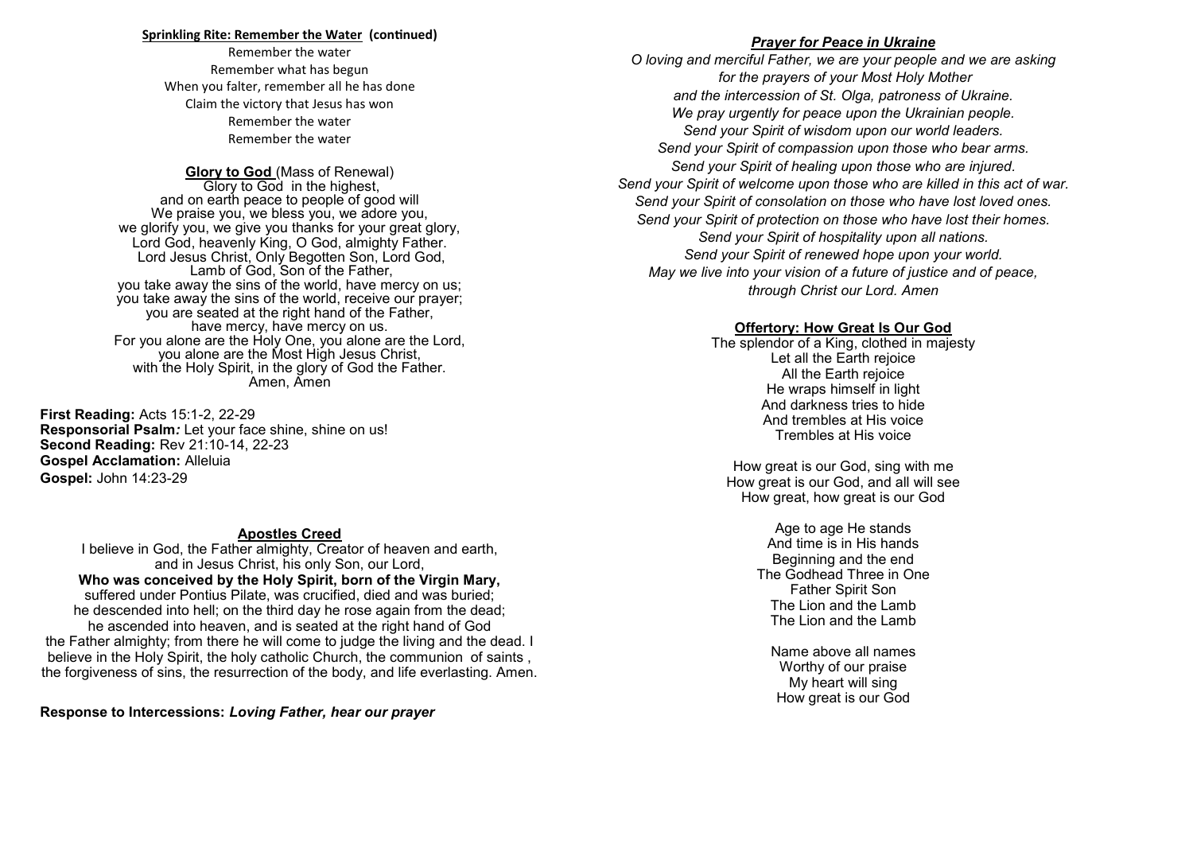**Sprinkling Rite: Remember the Water (continued)**

Remember the water
Remember what has begun
When you falter, remember all he has done
Claim the victory that Jesus has won
Remember the water
Remember the water

**Glory to God** (Mass of Renewal)

Glory to God in the highest,
and on earth peace to people of good will
We praise you, we bless you, we adore you,
we glorify you, we give you thanks for your great glory,
Lord God, heavenly King, O God, almighty Father.
Lord Jesus Christ, Only Begotten Son, Lord God,
Lamb of God, Son of the Father,
you take away the sins of the world, have mercy on us;
you take away the sins of the world, receive our prayer;
you are seated at the right hand of the Father,
have mercy, have mercy on us.
For you alone are the Holy One, you alone are the Lord,
you alone are the Most High Jesus Christ,
with the Holy Spirit, in the glory of God the Father.
Amen, Amen

**First Reading:** Acts 15:1-2, 22-29
**Responsorial Psalm:** Let your face shine, shine on us!
**Second Reading:** Rev 21:10-14, 22-23
**Gospel Acclamation:** Alleluia
**Gospel:** John 14:23-29

**Apostles Creed**

I believe in God, the Father almighty, Creator of heaven and earth,
and in Jesus Christ, his only Son, our Lord,
**Who was conceived by the Holy Spirit, born of the Virgin Mary,**
suffered under Pontius Pilate, was crucified, died and was buried;
he descended into hell; on the third day he rose again from the dead;
he ascended into heaven, and is seated at the right hand of God
the Father almighty; from there he will come to judge the living and the dead. I
believe in the Holy Spirit, the holy catholic Church, the communion of saints ,
the forgiveness of sins, the resurrection of the body, and life everlasting. Amen.

**Response to Intercessions:** ***Loving Father, hear our prayer***

***Prayer for Peace in Ukraine***

*O loving and merciful Father, we are your people and we are asking
for the prayers of your Most Holy Mother
and the intercession of St. Olga, patroness of Ukraine.
We pray urgently for peace upon the Ukrainian people.
Send your Spirit of wisdom upon our world leaders.
Send your Spirit of compassion upon those who bear arms.
Send your Spirit of healing upon those who are injured.
Send your Spirit of welcome upon those who are killed in this act of war.
Send your Spirit of consolation on those who have lost loved ones.
Send your Spirit of protection on those who have lost their homes.
Send your Spirit of hospitality upon all nations.
Send your Spirit of renewed hope upon your world.
May we live into your vision of a future of justice and of peace,
through Christ our Lord. Amen*

**Offertory: How Great Is Our God**

The splendor of a King, clothed in majesty
Let all the Earth rejoice
All the Earth rejoice
He wraps himself in light
And darkness tries to hide
And trembles at His voice
Trembles at His voice

How great is our God, sing with me
How great is our God, and all will see
How great, how great is our God

Age to age He stands
And time is in His hands
Beginning and the end
The Godhead Three in One
Father Spirit Son
The Lion and the Lamb
The Lion and the Lamb

Name above all names
Worthy of our praise
My heart will sing
How great is our God